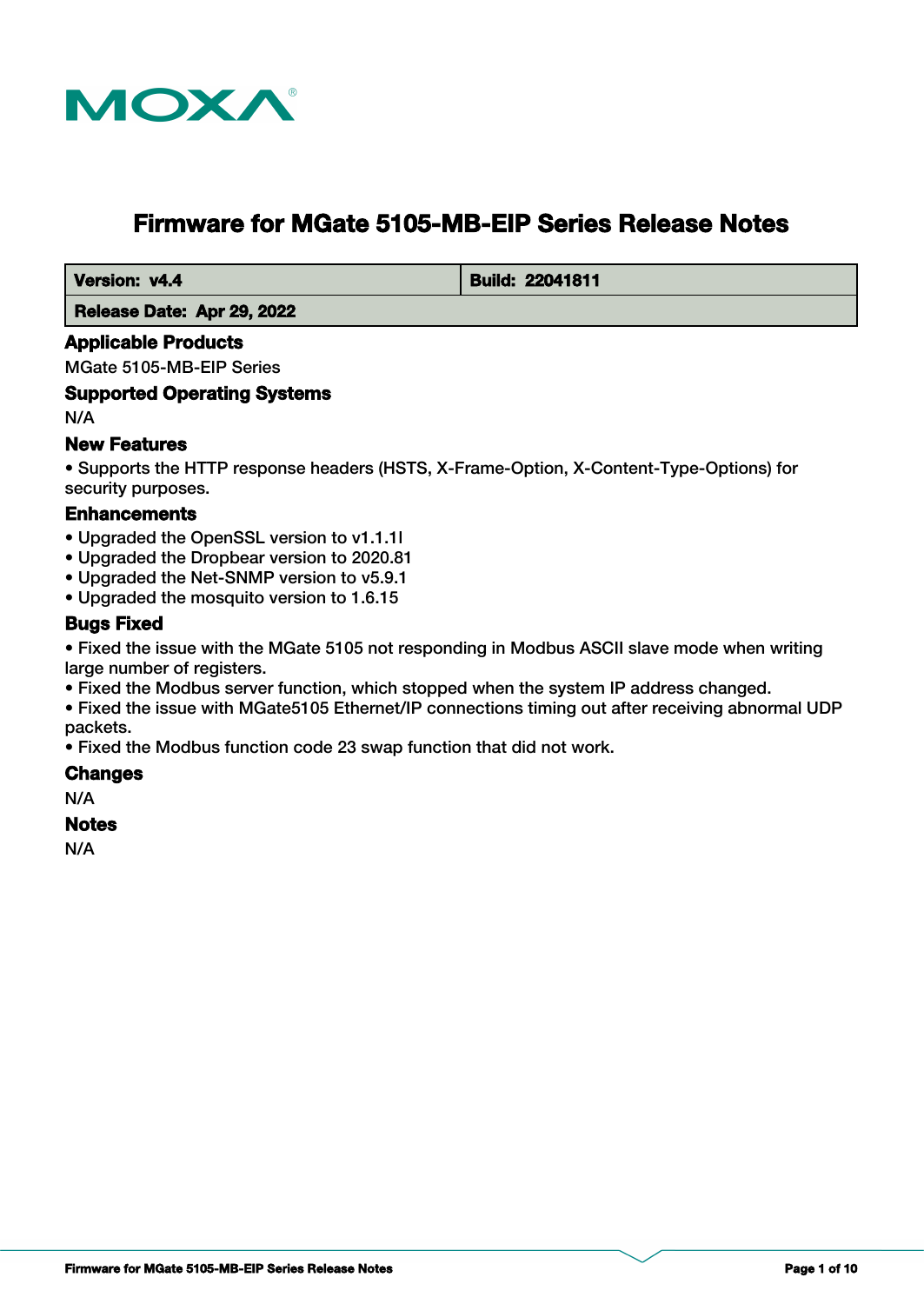# Firmware for MGate 5105-MB-EIP Series Release Notes

| Version: v4.4 | Build: 22041811 |
|---|---|
| Release Date: Apr 29, 2022 | |

## Applicable Products

MGate 5105-MB-EIP Series

## Supported Operating Systems

N/A

## New Features

- Supports the HTTP response headers (HSTS, X-Frame-Option, X-Content-Type-Options) for security purposes.

## Enhancements

- Upgraded the OpenSSL version to v1.1.1l
- Upgraded the Dropbear version to 2020.81
- Upgraded the Net-SNMP version to v5.9.1
- Upgraded the mosquito version to 1.6.15

## Bugs Fixed

- Fixed the issue with the MGate 5105 not responding in Modbus ASCII slave mode when writing large number of registers.
- Fixed the Modbus server function, which stopped when the system IP address changed.
- Fixed the issue with MGate5105 Ethernet/IP connections timing out after receiving abnormal UDP packets.
- Fixed the Modbus function code 23 swap function that did not work.

## Changes

N/A

## Notes

N/A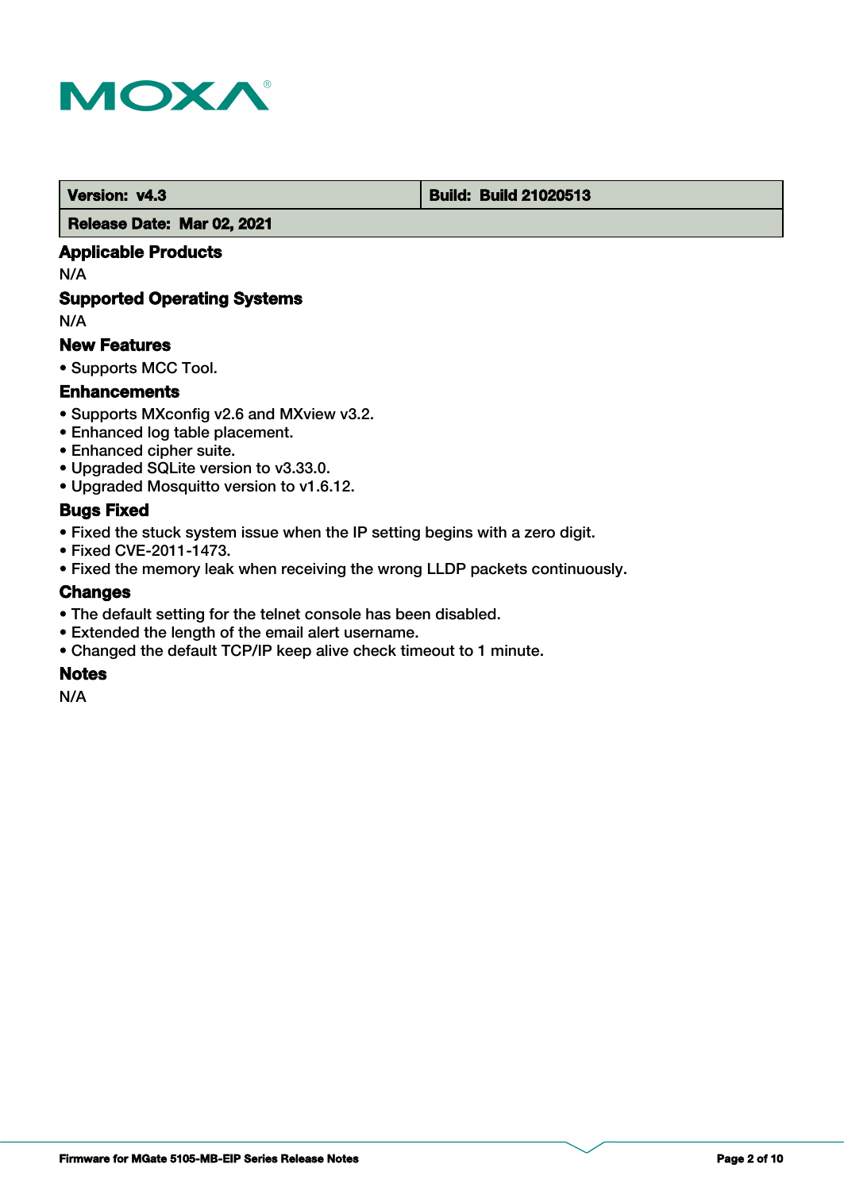| Version: v4.3 | Build: Build 21020513 |
| --- | --- |
| Release Date: Mar 02, 2021 | |

### Applicable Products

N/A

### Supported Operating Systems

N/A

### New Features

- Supports MCC Tool.

### Enhancements

- Supports MXconfig v2.6 and MXview v3.2.
- Enhanced log table placement.
- Enhanced cipher suite.
- Upgraded SQLite version to v3.33.0.
- Upgraded Mosquitto version to v1.6.12.

### Bugs Fixed

- Fixed the stuck system issue when the IP setting begins with a zero digit.
- Fixed CVE-2011-1473.
- Fixed the memory leak when receiving the wrong LLDP packets continuously.

### Changes

- The default setting for the telnet console has been disabled.
- Extended the length of the email alert username.
- Changed the default TCP/IP keep alive check timeout to 1 minute.

### Notes

N/A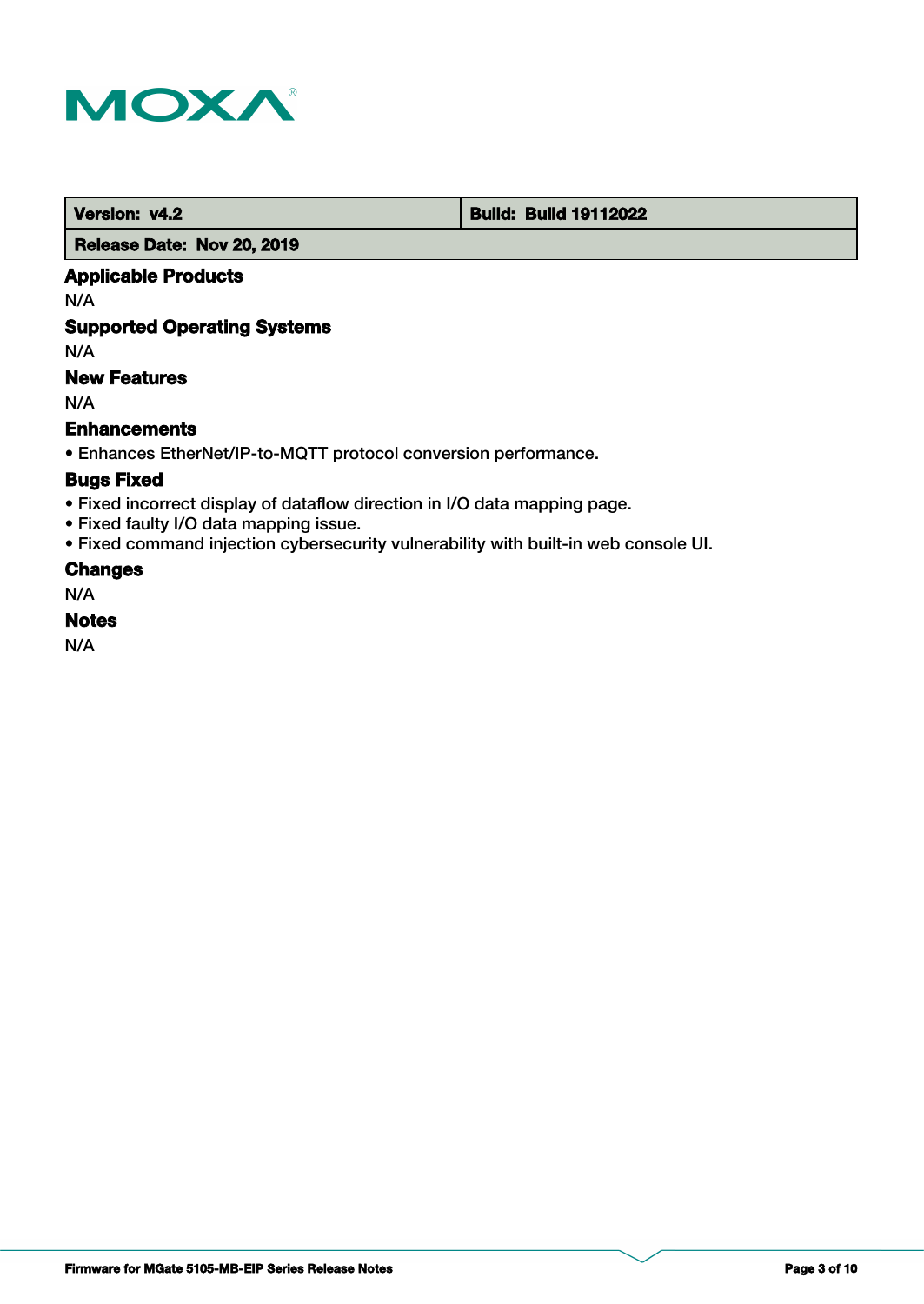| Version: v4.2 | Build: Build 19112022 |
| --- | --- |
| Release Date: Nov 20, 2019 | |

### Applicable Products

N/A

### Supported Operating Systems

N/A

### New Features

N/A

### Enhancements

• Enhances EtherNet/IP-to-MQTT protocol conversion performance.

### Bugs Fixed

• Fixed incorrect display of dataflow direction in I/O data mapping page.
• Fixed faulty I/O data mapping issue.
• Fixed command injection cybersecurity vulnerability with built-in web console UI.

### Changes

N/A

### Notes

N/A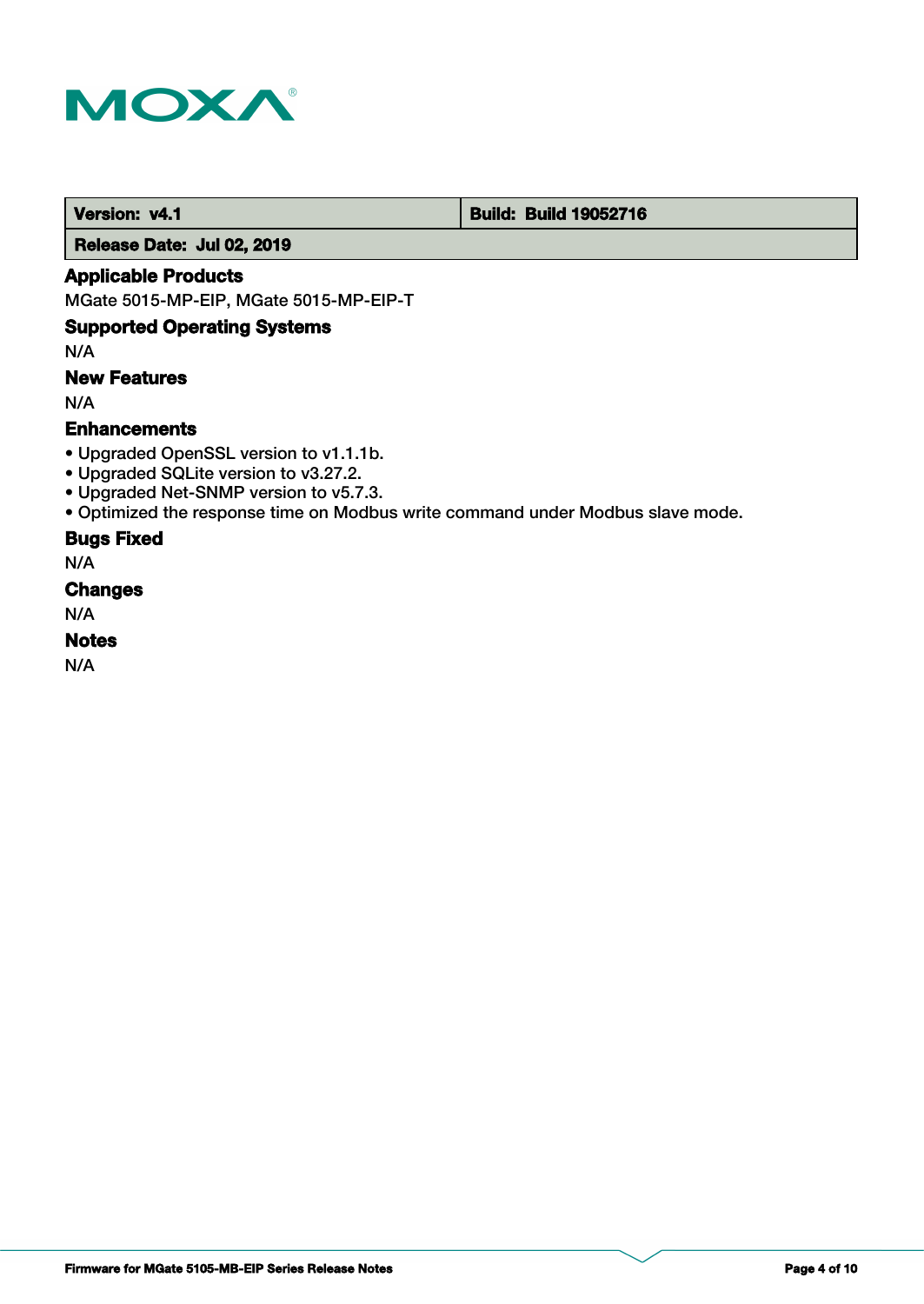| Version: v4.1 | Build: Build 19052716 |
| --- | --- |
| Release Date: Jul 02, 2019 | |

### Applicable Products

MGate 5015-MP-EIP, MGate 5015-MP-EIP-T

### Supported Operating Systems

N/A

### New Features

N/A

### Enhancements

- Upgraded OpenSSL version to v1.1.1b.
- Upgraded SQLite version to v3.27.2.
- Upgraded Net-SNMP version to v5.7.3.
- Optimized the response time on Modbus write command under Modbus slave mode.

### Bugs Fixed

N/A

### Changes

N/A

### Notes

N/A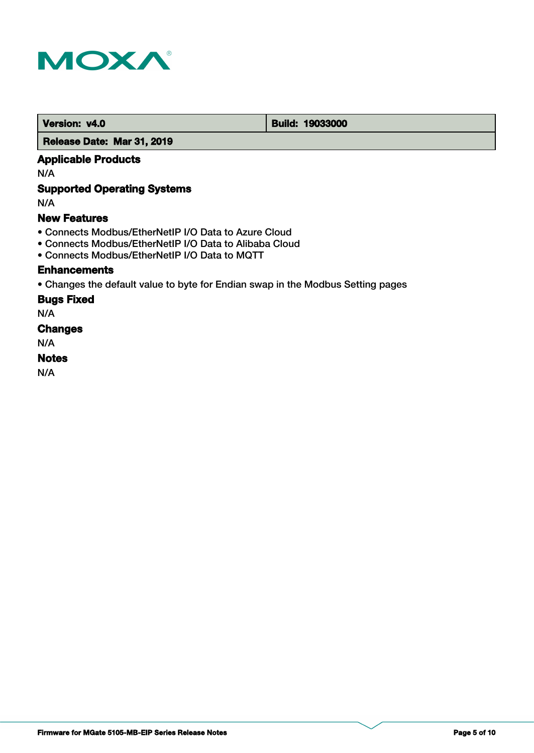| Version: v4.0 | Build: 19033000 |
| --- | --- |
| Release Date: Mar 31, 2019 | |

### Applicable Products

N/A

### Supported Operating Systems

N/A

### New Features

- Connects Modbus/EtherNetIP I/O Data to Azure Cloud
- Connects Modbus/EtherNetIP I/O Data to Alibaba Cloud
- Connects Modbus/EtherNetIP I/O Data to MQTT

### Enhancements

- Changes the default value to byte for Endian swap in the Modbus Setting pages

### Bugs Fixed

N/A

### Changes

N/A

### Notes

N/A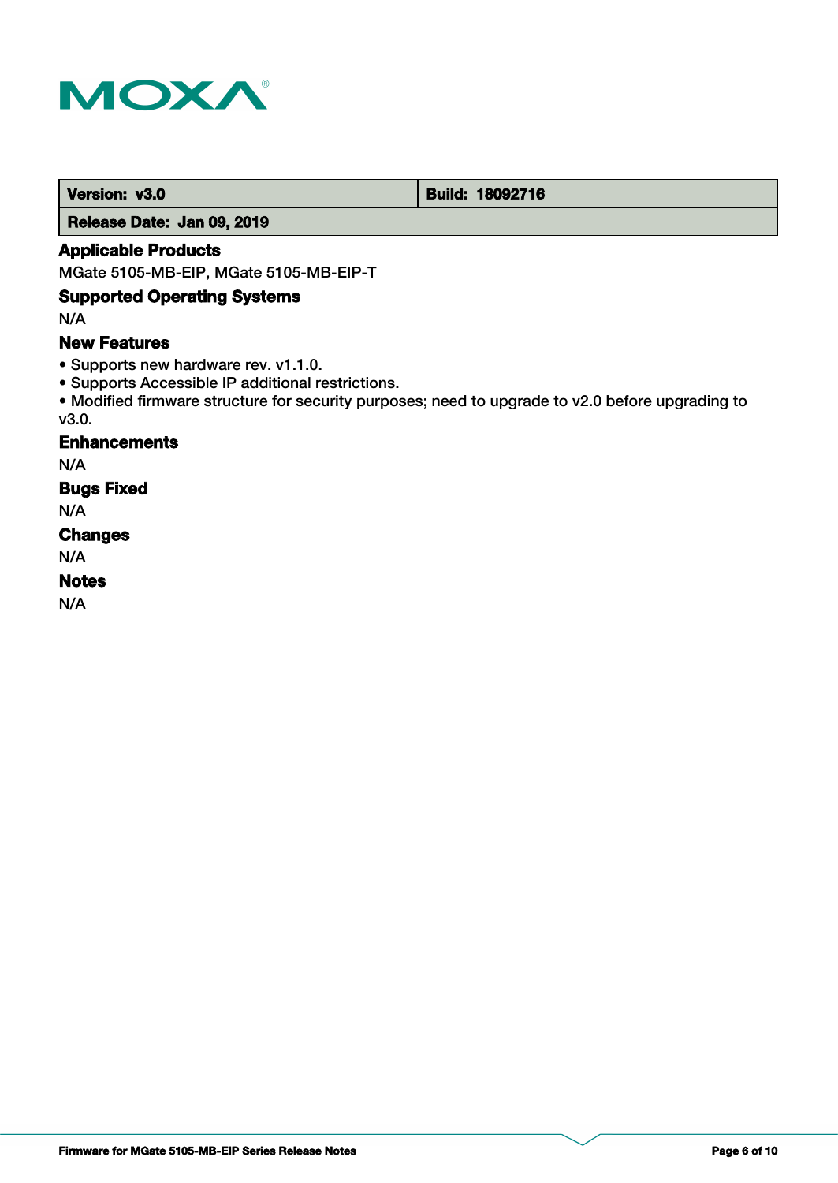| **Version: v3.0** | **Build: 18092716** |
| --- | --- |
| **Release Date: Jan 09, 2019** | |

### Applicable Products

MGate 5105-MB-EIP, MGate 5105-MB-EIP-T

### Supported Operating Systems

N/A

### New Features

- Supports new hardware rev. v1.1.0.
- Supports Accessible IP additional restrictions.
- Modified firmware structure for security purposes; need to upgrade to v2.0 before upgrading to v3.0.

### Enhancements

N/A

### Bugs Fixed

N/A

### Changes

N/A

### Notes

N/A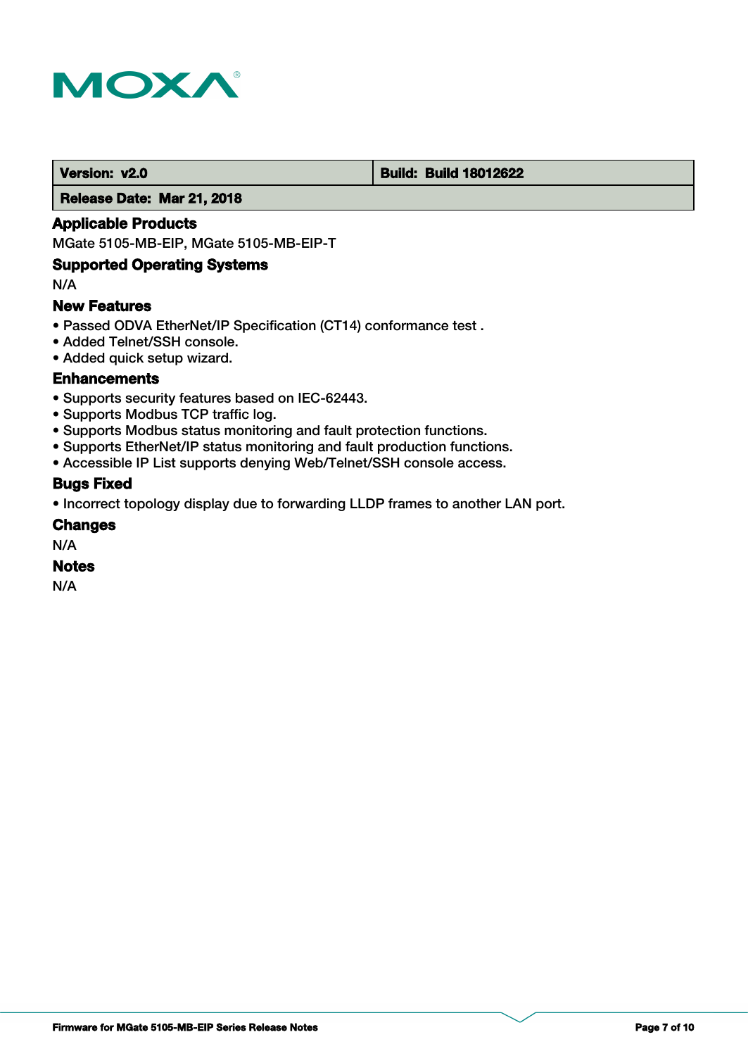| Version: v2.0 | Build: Build 18012622 |
| --- | --- |
| Release Date: Mar 21, 2018 | |

### Applicable Products

MGate 5105-MB-EIP, MGate 5105-MB-EIP-T

### Supported Operating Systems

N/A

### New Features

- Passed ODVA EtherNet/IP Specification (CT14) conformance test .
- Added Telnet/SSH console.
- Added quick setup wizard.

### Enhancements

- Supports security features based on IEC-62443.
- Supports Modbus TCP traffic log.
- Supports Modbus status monitoring and fault protection functions.
- Supports EtherNet/IP status monitoring and fault production functions.
- Accessible IP List supports denying Web/Telnet/SSH console access.

### Bugs Fixed

- Incorrect topology display due to forwarding LLDP frames to another LAN port.

### Changes

N/A

### Notes

N/A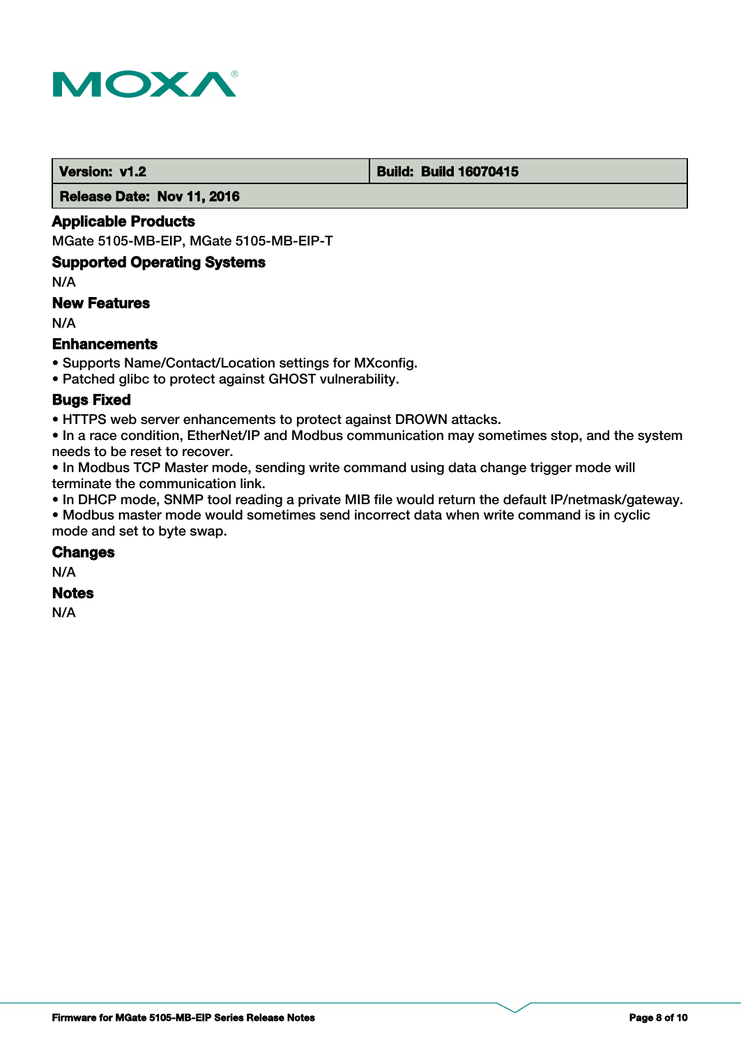| Version: v1.2 | Build: Build 16070415 |
| --- | --- |
| Release Date: Nov 11, 2016 | |

### Applicable Products

MGate 5105-MB-EIP, MGate 5105-MB-EIP-T

### Supported Operating Systems

N/A

### New Features

N/A

### Enhancements

- Supports Name/Contact/Location settings for MXconfig.
- Patched glibc to protect against GHOST vulnerability.

### Bugs Fixed

- HTTPS web server enhancements to protect against DROWN attacks.
- In a race condition, EtherNet/IP and Modbus communication may sometimes stop, and the system needs to be reset to recover.
- In Modbus TCP Master mode, sending write command using data change trigger mode will terminate the communication link.
- In DHCP mode, SNMP tool reading a private MIB file would return the default IP/netmask/gateway.
- Modbus master mode would sometimes send incorrect data when write command is in cyclic mode and set to byte swap.

### Changes

N/A

### Notes

N/A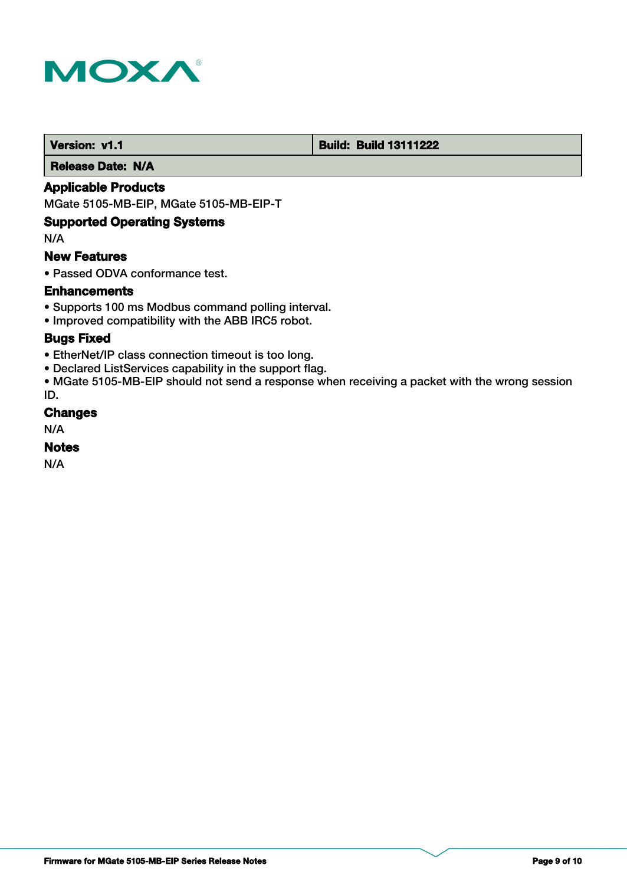| Version: v1.1 | Build: Build 13111222 |
| --- | --- |
| Release Date: N/A | |

### Applicable Products

MGate 5105-MB-EIP, MGate 5105-MB-EIP-T

### Supported Operating Systems

N/A

### New Features

• Passed ODVA conformance test.

### Enhancements

• Supports 100 ms Modbus command polling interval.
• Improved compatibility with the ABB IRC5 robot.

### Bugs Fixed

• EtherNet/IP class connection timeout is too long.
• Declared ListServices capability in the support flag.
• MGate 5105-MB-EIP should not send a response when receiving a packet with the wrong session ID.

### Changes

N/A

### Notes

N/A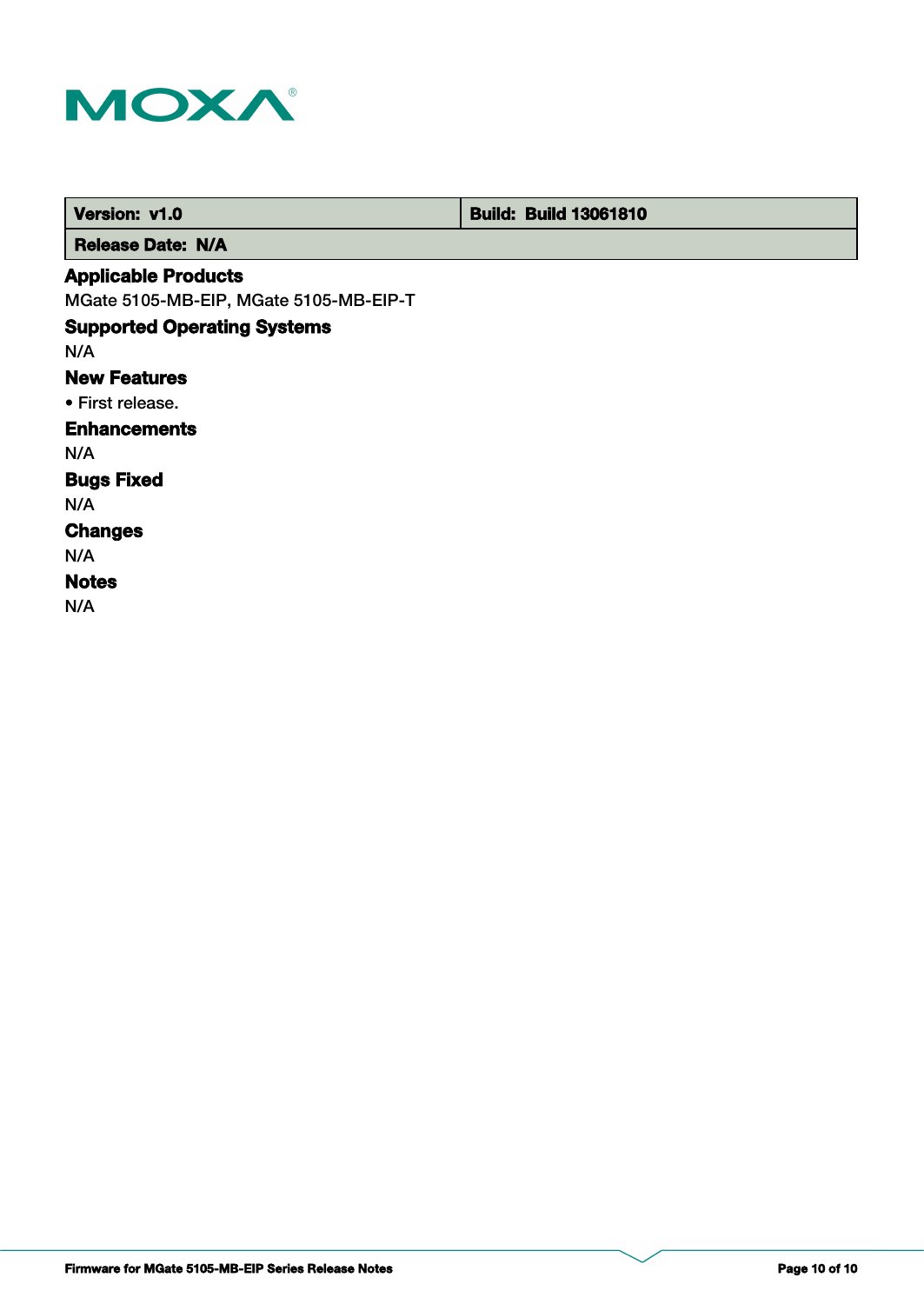| Version: v1.0 | Build: Build 13061810 |
| --- | --- |
| Release Date: N/A | |

### Applicable Products

MGate 5105-MB-EIP, MGate 5105-MB-EIP-T

### Supported Operating Systems

N/A

### New Features

- First release.

### Enhancements

N/A

### Bugs Fixed

N/A

### Changes

N/A

### Notes

N/A